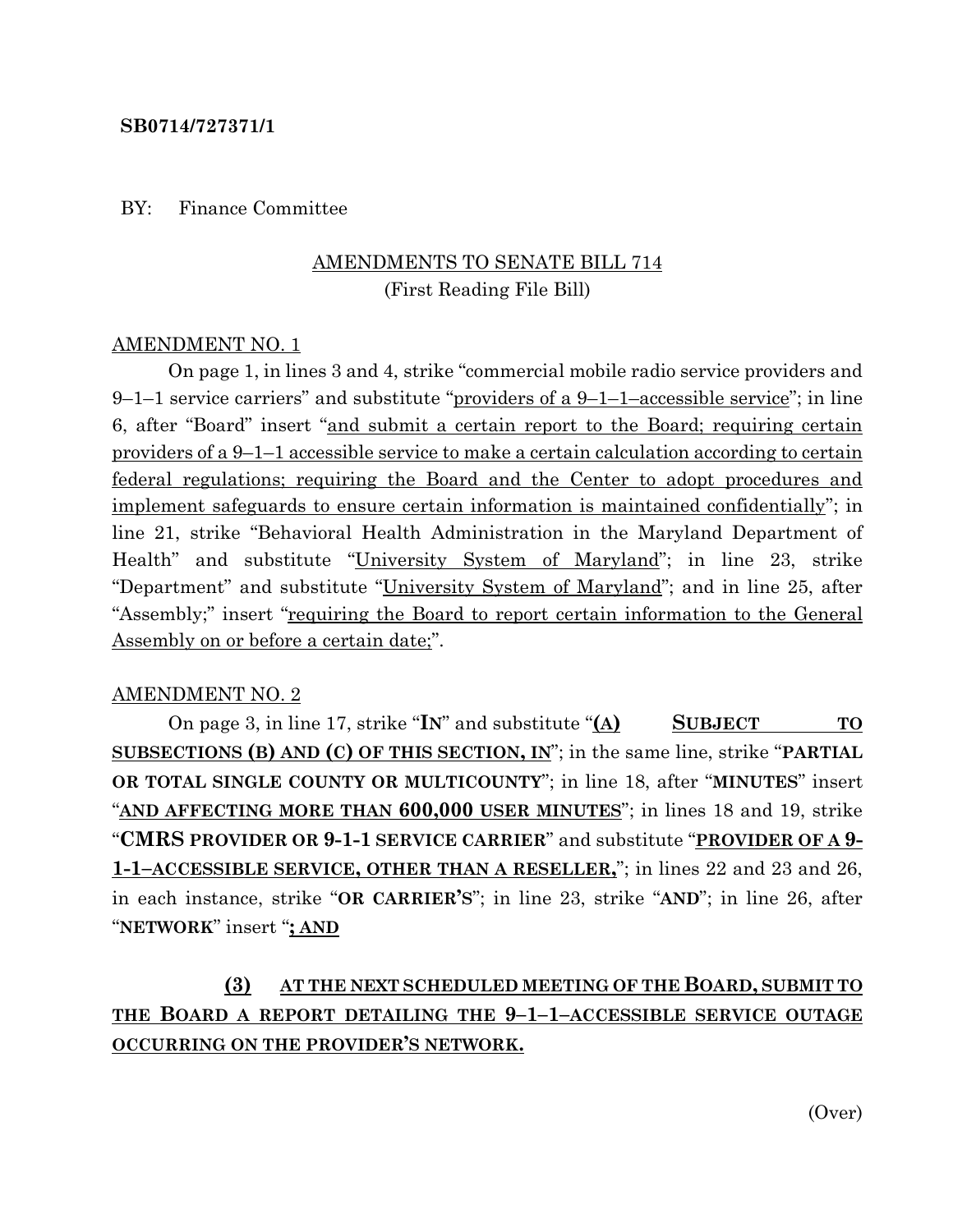**SB0714/727371/1**

BY: Finance Committee

AMENDMENTS TO SENATE BILL 714
(First Reading File Bill)

AMENDMENT NO. 1

On page 1, in lines 3 and 4, strike "commercial mobile radio service providers and 9–1–1 service carriers" and substitute "providers of a 9–1–1–accessible service"; in line 6, after "Board" insert "and submit a certain report to the Board; requiring certain providers of a 9–1–1 accessible service to make a certain calculation according to certain federal regulations; requiring the Board and the Center to adopt procedures and implement safeguards to ensure certain information is maintained confidentially"; in line 21, strike "Behavioral Health Administration in the Maryland Department of Health" and substitute "University System of Maryland"; in line 23, strike "Department" and substitute "University System of Maryland"; and in line 25, after "Assembly;" insert "requiring the Board to report certain information to the General Assembly on or before a certain date;".

AMENDMENT NO. 2

On page 3, in line 17, strike "**IN**" and substitute "**(A) SUBJECT TO SUBSECTIONS (B) AND (C) OF THIS SECTION, IN**"; in the same line, strike "**PARTIAL OR TOTAL SINGLE COUNTY OR MULTICOUNTY**"; in line 18, after "**MINUTES**" insert "**AND AFFECTING MORE THAN 600,000 USER MINUTES**"; in lines 18 and 19, strike "**CMRS PROVIDER OR 9-1-1 SERVICE CARRIER**" and substitute "**PROVIDER OF A 9-1-1–ACCESSIBLE SERVICE, OTHER THAN A RESELLER,**"; in lines 22 and 23 and 26, in each instance, strike "**OR CARRIER'S**"; in line 23, strike "**AND**"; in line 26, after "**NETWORK**" insert "**; AND**

**(3) AT THE NEXT SCHEDULED MEETING OF THE BOARD, SUBMIT TO THE BOARD A REPORT DETAILING THE 9–1–1–ACCESSIBLE SERVICE OUTAGE OCCURRING ON THE PROVIDER'S NETWORK.**

(Over)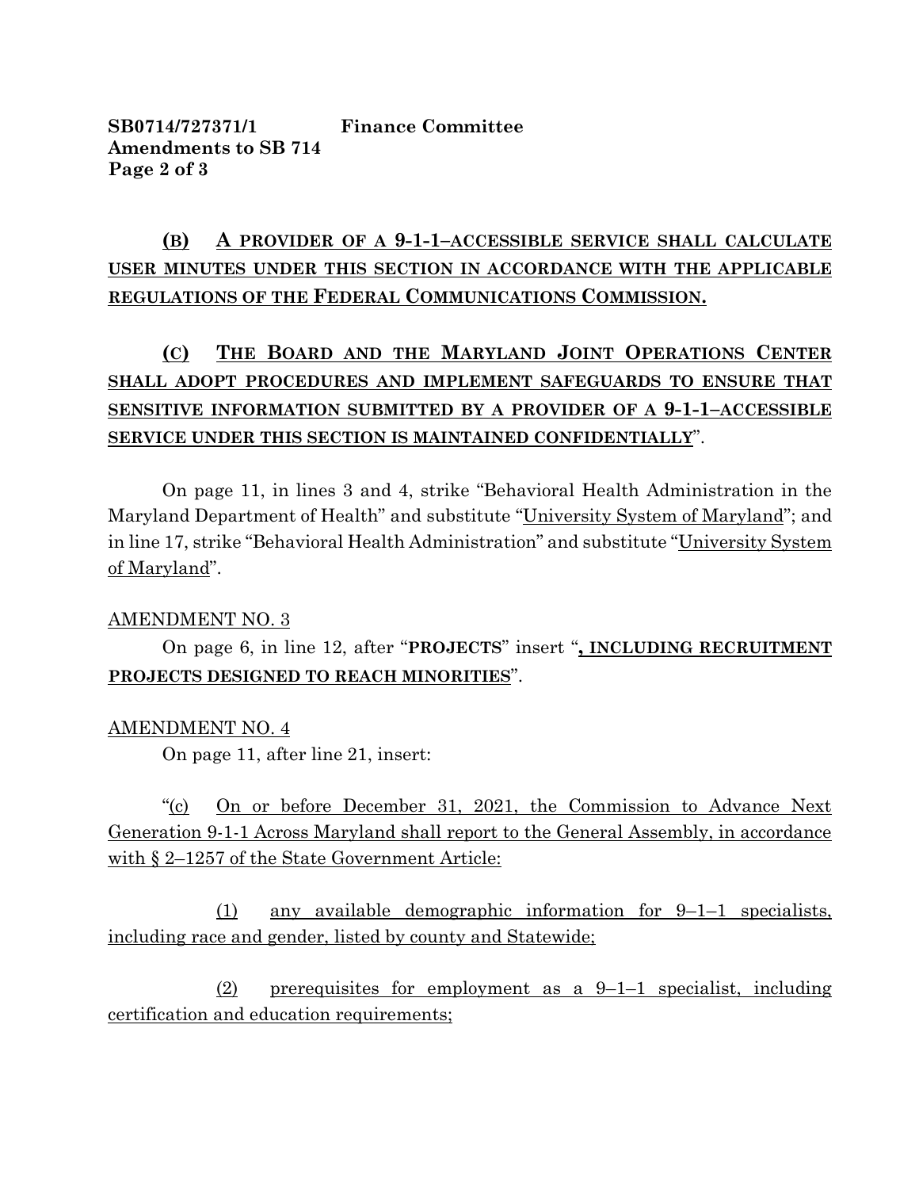**(B) A PROVIDER OF A 9-1-1–ACCESSIBLE SERVICE SHALL CALCULATE USER MINUTES UNDER THIS SECTION IN ACCORDANCE WITH THE APPLICABLE REGULATIONS OF THE FEDERAL COMMUNICATIONS COMMISSION.**

**(C) THE BOARD AND THE MARYLAND JOINT OPERATIONS CENTER SHALL ADOPT PROCEDURES AND IMPLEMENT SAFEGUARDS TO ENSURE THAT SENSITIVE INFORMATION SUBMITTED BY A PROVIDER OF A 9-1-1–ACCESSIBLE SERVICE UNDER THIS SECTION IS MAINTAINED CONFIDENTIALLY**".

On page 11, in lines 3 and 4, strike "Behavioral Health Administration in the Maryland Department of Health" and substitute "University System of Maryland"; and in line 17, strike "Behavioral Health Administration" and substitute "University System of Maryland".

AMENDMENT NO. 3

On page 6, in line 12, after "**PROJECTS**" insert "**, INCLUDING RECRUITMENT PROJECTS DESIGNED TO REACH MINORITIES**".

AMENDMENT NO. 4

On page 11, after line 21, insert:

"(c) On or before December 31, 2021, the Commission to Advance Next Generation 9-1-1 Across Maryland shall report to the General Assembly, in accordance with § 2–1257 of the State Government Article:

(1) any available demographic information for 9–1–1 specialists, including race and gender, listed by county and Statewide;

(2) prerequisites for employment as a 9–1–1 specialist, including certification and education requirements;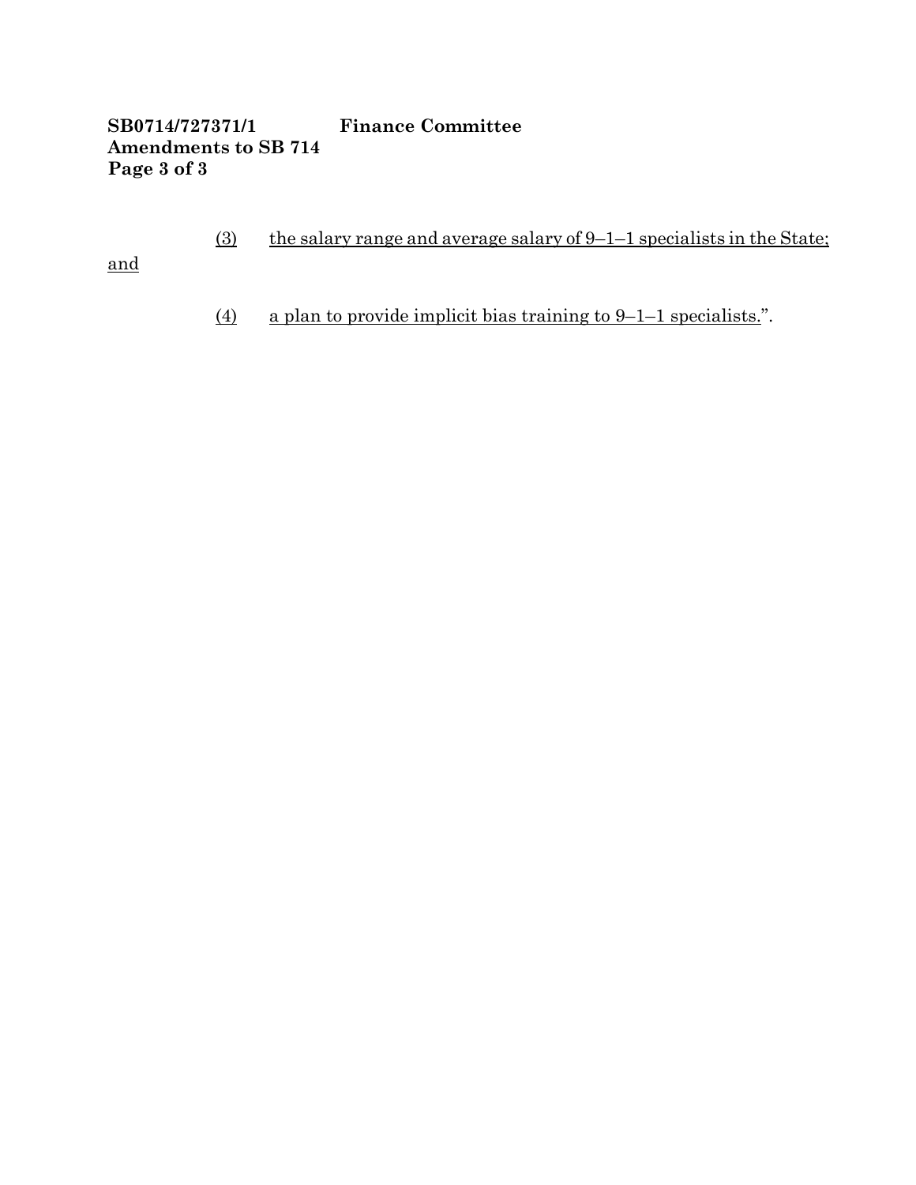(3) the salary range and average salary of 9–1–1 specialists in the State; and

(4) a plan to provide implicit bias training to 9–1–1 specialists.".